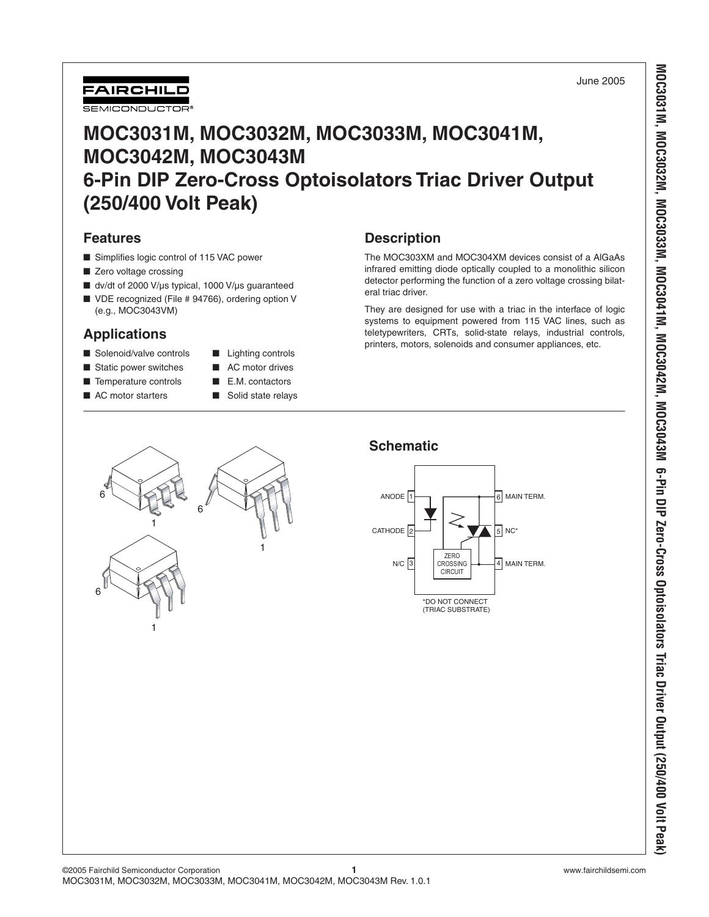FAIRCHILD SEMICONDUCTOR®

June 2005

# MOC3031M, MOC3032M, MOC3033M, MOC3041M, MOC3042M, MOC3043M 6-Pin DIP Zero-Cross Optoisolators Triac Driver Output (250/400 Volt Peak)

## Features

- Simplifies logic control of 115 VAC power
- Zero voltage crossing
- dv/dt of 2000 V/µs typical, 1000 V/µs guaranteed
- VDE recognized (File # 94766), ordering option V (e.g., MOC3043VM)

## Applications

- Solenoid/valve controls
- Static power switches
- Temperature controls
- AC motor starters
- Lighting controls
- AC motor drives
- E.M. contactors
- Solid state relays

## Description

The MOC303XM and MOC304XM devices consist of a AlGaAs infrared emitting diode optically coupled to a monolithic silicon detector performing the function of a zero voltage crossing bilateral triac driver.

They are designed for use with a triac in the interface of logic systems to equipment powered from 115 VAC lines, such as teletypewriters, CRTs, solid-state relays, industrial controls, printers, motors, solenoids and consumer appliances, etc.

## Schematic

ANODE 1, CATHODE 2, N/C 3, MAIN TERM. 4, NC* 5, MAIN TERM. 6

ZERO CROSSING CIRCUIT

*DO NOT CONNECT (TRIAC SUBSTRATE)

©2005 Fairchild Semiconductor Corporation
MOC3031M, MOC3032M, MOC3033M, MOC3041M, MOC3042M, MOC3043M Rev. 1.0.1
www.fairchildsemi.com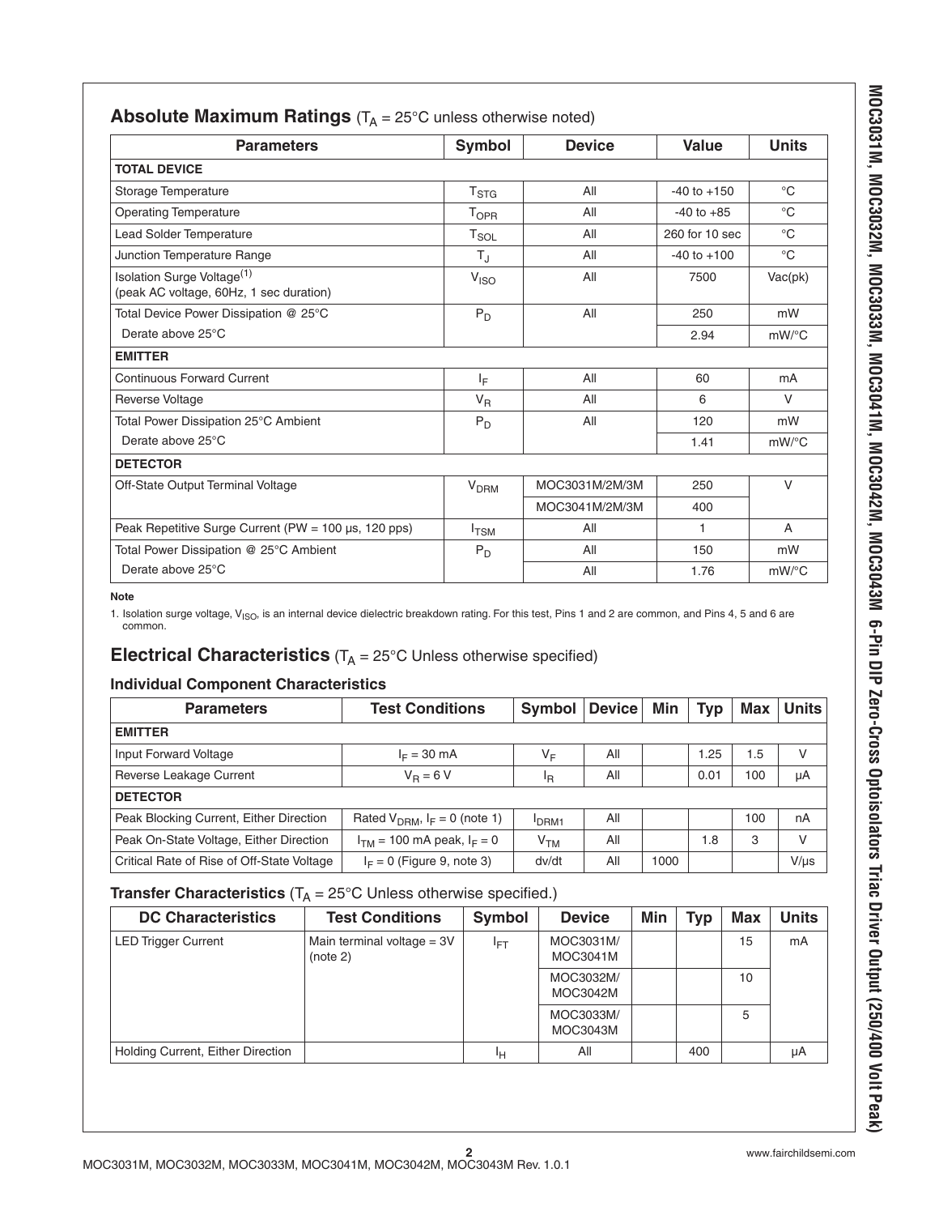## Absolute Maximum Ratings ($T_A$ = 25°C unless otherwise noted)

| Parameters | Symbol | Device | Value | Units |
|---|---|---|---|---|
| **TOTAL DEVICE** | | | | |
| Storage Temperature | $T_{STG}$ | All | -40 to +150 | °C |
| Operating Temperature | $T_{OPR}$ | All | -40 to +85 | °C |
| Lead Solder Temperature | $T_{SOL}$ | All | 260 for 10 sec | °C |
| Junction Temperature Range | $T_J$ | All | -40 to +100 | °C |
| Isolation Surge Voltage[1] (peak AC voltage, 60Hz, 1 sec duration) | $V_{ISO}$ | All | 7500 | Vac(pk) |
| Total Device Power Dissipation @ 25°C | $P_D$ | All | 250 | mW |
| Derate above 25°C | | | 2.94 | mW/°C |
| **EMITTER** | | | | |
| Continuous Forward Current | $I_F$ | All | 60 | mA |
| Reverse Voltage | $V_R$ | All | 6 | V |
| Total Power Dissipation 25°C Ambient | $P_D$ | All | 120 | mW |
| Derate above 25°C | | | 1.41 | mW/°C |
| **DETECTOR** | | | | |
| Off-State Output Terminal Voltage | $V_{DRM}$ | MOC3031M/2M/3M | 250 | V |
| | | MOC3041M/2M/3M | 400 | |
| Peak Repetitive Surge Current (PW = 100 µs, 120 pps) | $I_{TSM}$ | All | 1 | A |
| Total Power Dissipation @ 25°C Ambient | $P_D$ | All | 150 | mW |
| Derate above 25°C | | All | 1.76 | mW/°C |

**Note**

1. Isolation surge voltage, $V_{ISO}$, is an internal device dielectric breakdown rating. For this test, Pins 1 and 2 are common, and Pins 4, 5 and 6 are common.

## Electrical Characteristics ($T_A$ = 25°C Unless otherwise specified)

### Individual Component Characteristics

| Parameters | Test Conditions | Symbol | Device | Min | Typ | Max | Units |
|---|---|---|---|---|---|---|---|
| **EMITTER** | | | | | | | |
| Input Forward Voltage | $I_F$ = 30 mA | $V_F$ | All | | 1.25 | 1.5 | V |
| Reverse Leakage Current | $V_R$ = 6 V | $I_R$ | All | | 0.01 | 100 | µA |
| **DETECTOR** | | | | | | | |
| Peak Blocking Current, Either Direction | Rated $V_{DRM}$, $I_F$ = 0 (note 1) | $I_{DRM1}$ | All | | | 100 | nA |
| Peak On-State Voltage, Either Direction | $I_{TM}$ = 100 mA peak, $I_F$ = 0 | $V_{TM}$ | All | | 1.8 | 3 | V |
| Critical Rate of Rise of Off-State Voltage | $I_F$ = 0 (Figure 9, note 3) | dv/dt | All | 1000 | | | V/µs |

### Transfer Characteristics ($T_A$ = 25°C Unless otherwise specified.)

| DC Characteristics | Test Conditions | Symbol | Device | Min | Typ | Max | Units |
|---|---|---|---|---|---|---|---|
| LED Trigger Current | Main terminal voltage = 3V (note 2) | $I_{FT}$ | MOC3031M/ MOC3041M | | | 15 | mA |
| | | | MOC3032M/ MOC3042M | | | 10 | |
| | | | MOC3033M/ MOC3043M | | | 5 | |
| Holding Current, Either Direction | | $I_H$ | All | | 400 | | µA |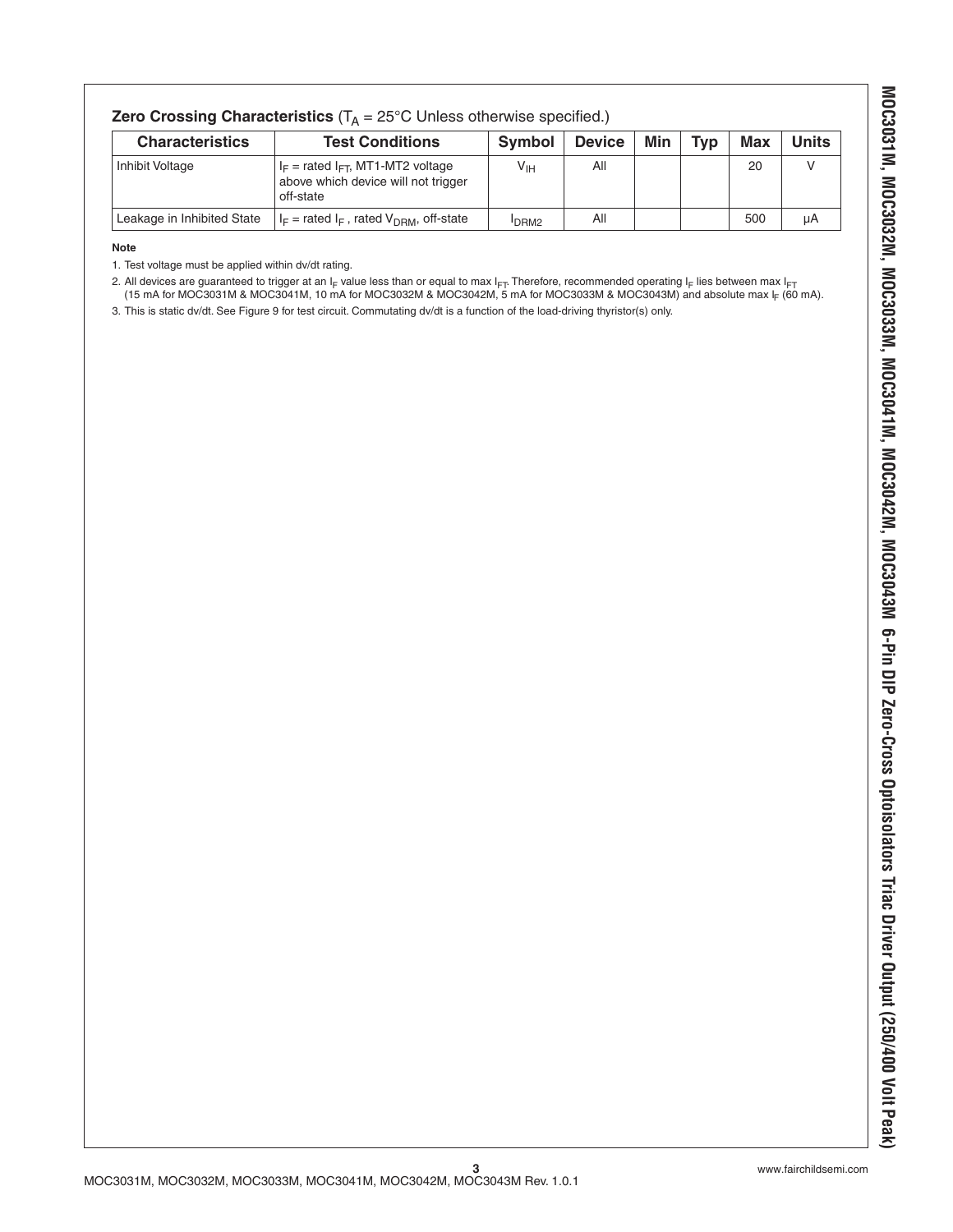**Zero Crossing Characteristics** ($T_A$ = 25°C Unless otherwise specified.)

| Characteristics | Test Conditions | Symbol | Device | Min | Typ | Max | Units |
|---|---|---|---|---|---|---|---|
| Inhibit Voltage | $I_F$ = rated $I_{FT}$, MT1-MT2 voltage above which device will not trigger off-state | $V_{IH}$ | All | | | 20 | V |
| Leakage in Inhibited State | $I_F$ = rated $I_F$, rated $V_{DRM}$, off-state | $I_{DRM2}$ | All | | | 500 | µA |

**Note**

1. Test voltage must be applied within dv/dt rating.
2. All devices are guaranteed to trigger at an $I_F$ value less than or equal to max $I_{FT}$. Therefore, recommended operating $I_F$ lies between max $I_{FT}$ (15 mA for MOC3031M & MOC3041M, 10 mA for MOC3032M & MOC3042M, 5 mA for MOC3033M & MOC3043M) and absolute max $I_F$ (60 mA).
3. This is static dv/dt. See Figure 9 for test circuit. Commutating dv/dt is a function of the load-driving thyristor(s) only.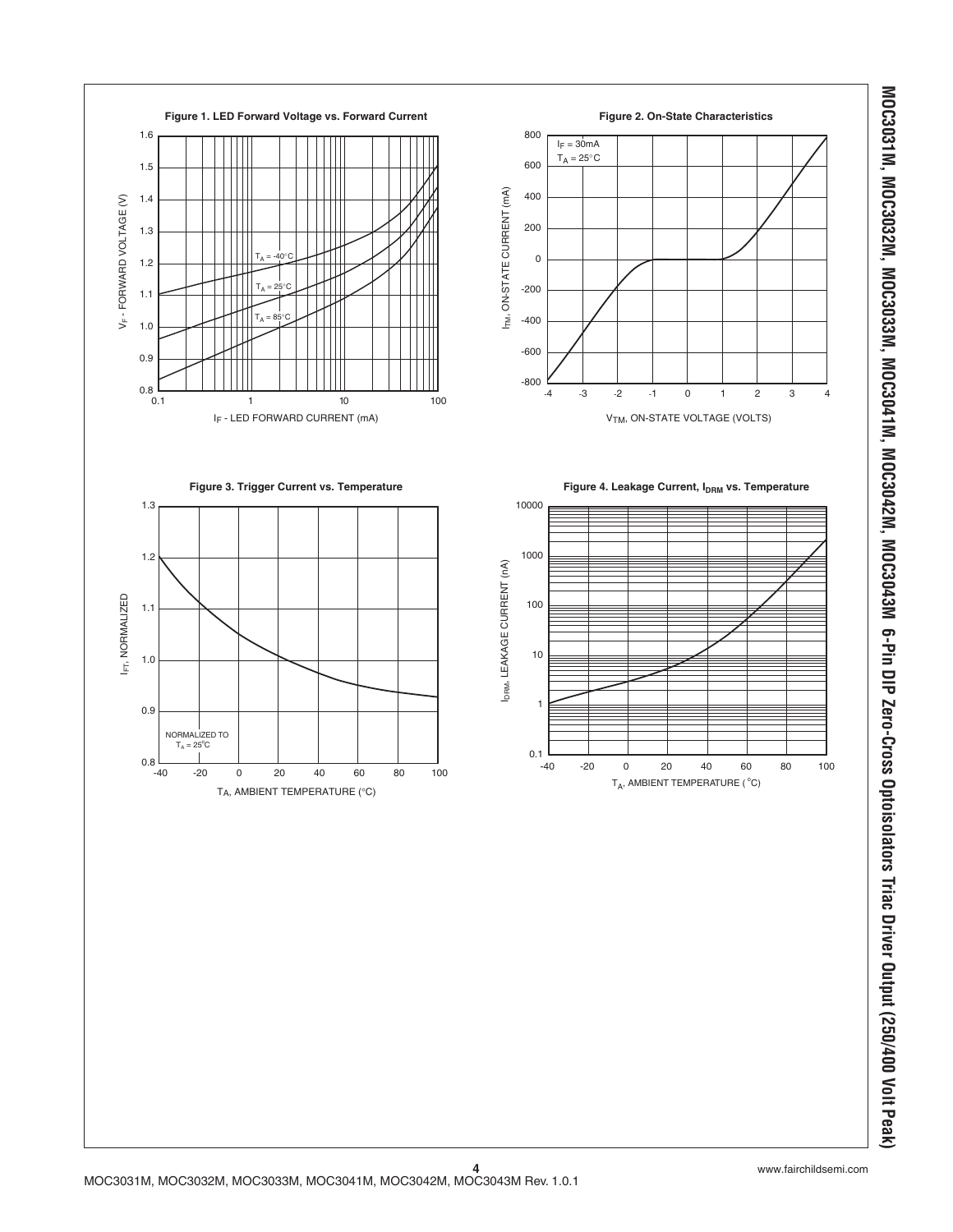**Figure 1. LED Forward Voltage vs. Forward Current**

$V_F$ - FORWARD VOLTAGE (V)

$I_F$ - LED FORWARD CURRENT (mA)

$T_A$ = -40°C

$T_A$ = 25°C

$T_A$ = 85°C

**Figure 2. On-State Characteristics**

$I_F$ = 30mA
$T_A$ = 25°C

$I_{TM}$, ON-STATE CURRENT (mA)

$V_{TM}$, ON-STATE VOLTAGE (VOLTS)

**Figure 3. Trigger Current vs. Temperature**

$I_{FT}$, NORMALIZED

NORMALIZED TO
$T_A$ = 25°C

$T_A$, AMBIENT TEMPERATURE (°C)

**Figure 4. Leakage Current, $I_{DRM}$ vs. Temperature**

$I_{DRM}$, LEAKAGE CURRENT (nA)

$T_A$, AMBIENT TEMPERATURE (°C)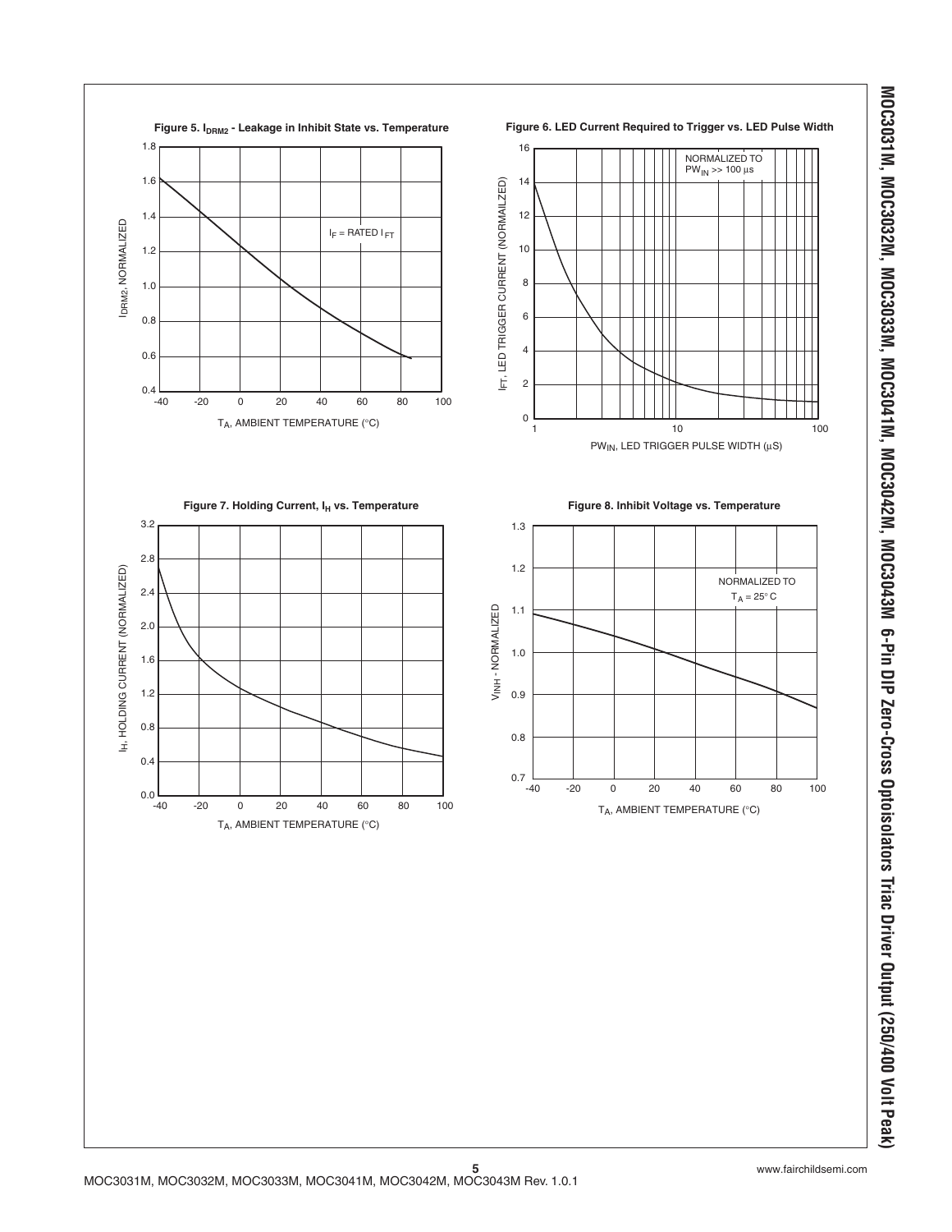**Figure 5. $I_{DRM2}$ - Leakage in Inhibit State vs. Temperature**

$I_{DRM2}$, NORMALIZED

$I_F$ = RATED $I_{FT}$

$T_A$, AMBIENT TEMPERATURE (°C)

**Figure 6. LED Current Required to Trigger vs. LED Pulse Width**

$I_{FT}$, LED TRIGGER CURRENT (NORMALIZED)

NORMALIZED TO $PW_{IN}$ >> 100 µs

$PW_{IN}$, LED TRIGGER PULSE WIDTH (µS)

**Figure 7. Holding Current, $I_H$ vs. Temperature**

$I_H$, HOLDING CURRENT (NORMALIZED)

$T_A$, AMBIENT TEMPERATURE (°C)

**Figure 8. Inhibit Voltage vs. Temperature**

$V_{INH}$ - NORMALIZED

NORMALIZED TO $T_A$ = 25° C

$T_A$, AMBIENT TEMPERATURE (°C)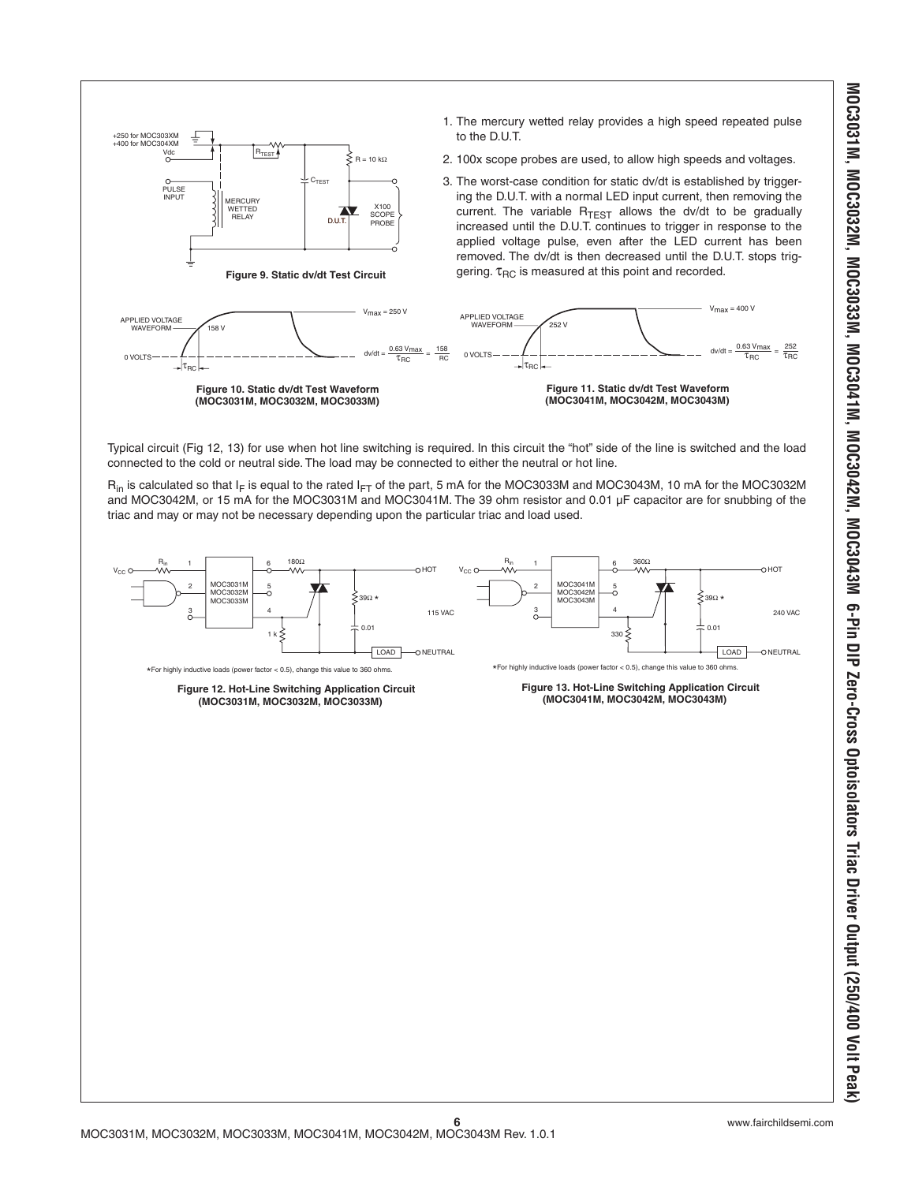Figure 9. Static dv/dt Test Circuit

1. The mercury wetted relay provides a high speed repeated pulse to the D.U.T.
2. 100x scope probes are used, to allow high speeds and voltages.
3. The worst-case condition for static dv/dt is established by triggering the D.U.T. with a normal LED input current, then removing the current. The variable $R_{TEST}$ allows the dv/dt to be gradually increased until the D.U.T. continues to trigger in response to the applied voltage pulse, even after the LED current has been removed. The dv/dt is then decreased until the D.U.T. stops triggering. $\tau_{RC}$ is measured at this point and recorded.

$$dv/dt = \frac{0.63\,V_{max}}{\tau_{RC}} = \frac{158}{\tau_{RC}}$$

Figure 10. Static dv/dt Test Waveform (MOC3031M, MOC3032M, MOC3033M)

$$dv/dt = \frac{0.63\,V_{max}}{\tau_{RC}} = \frac{252}{\tau_{RC}}$$

Figure 11. Static dv/dt Test Waveform (MOC3041M, MOC3042M, MOC3043M)

Typical circuit (Fig 12, 13) for use when hot line switching is required. In this circuit the "hot" side of the line is switched and the load connected to the cold or neutral side. The load may be connected to either the neutral or hot line.

$R_{in}$ is calculated so that $I_F$ is equal to the rated $I_{FT}$ of the part, 5 mA for the MOC3033M and MOC3043M, 10 mA for the MOC3032M and MOC3042M, or 15 mA for the MOC3031M and MOC3041M. The 39 ohm resistor and 0.01 μF capacitor are for snubbing of the triac and may or may not be necessary depending upon the particular triac and load used.

*For highly inductive loads (power factor < 0.5), change this value to 360 ohms.

Figure 12. Hot-Line Switching Application Circuit (MOC3031M, MOC3032M, MOC3033M)

*For highly inductive loads (power factor < 0.5), change this value to 360 ohms.

Figure 13. Hot-Line Switching Application Circuit (MOC3041M, MOC3042M, MOC3043M)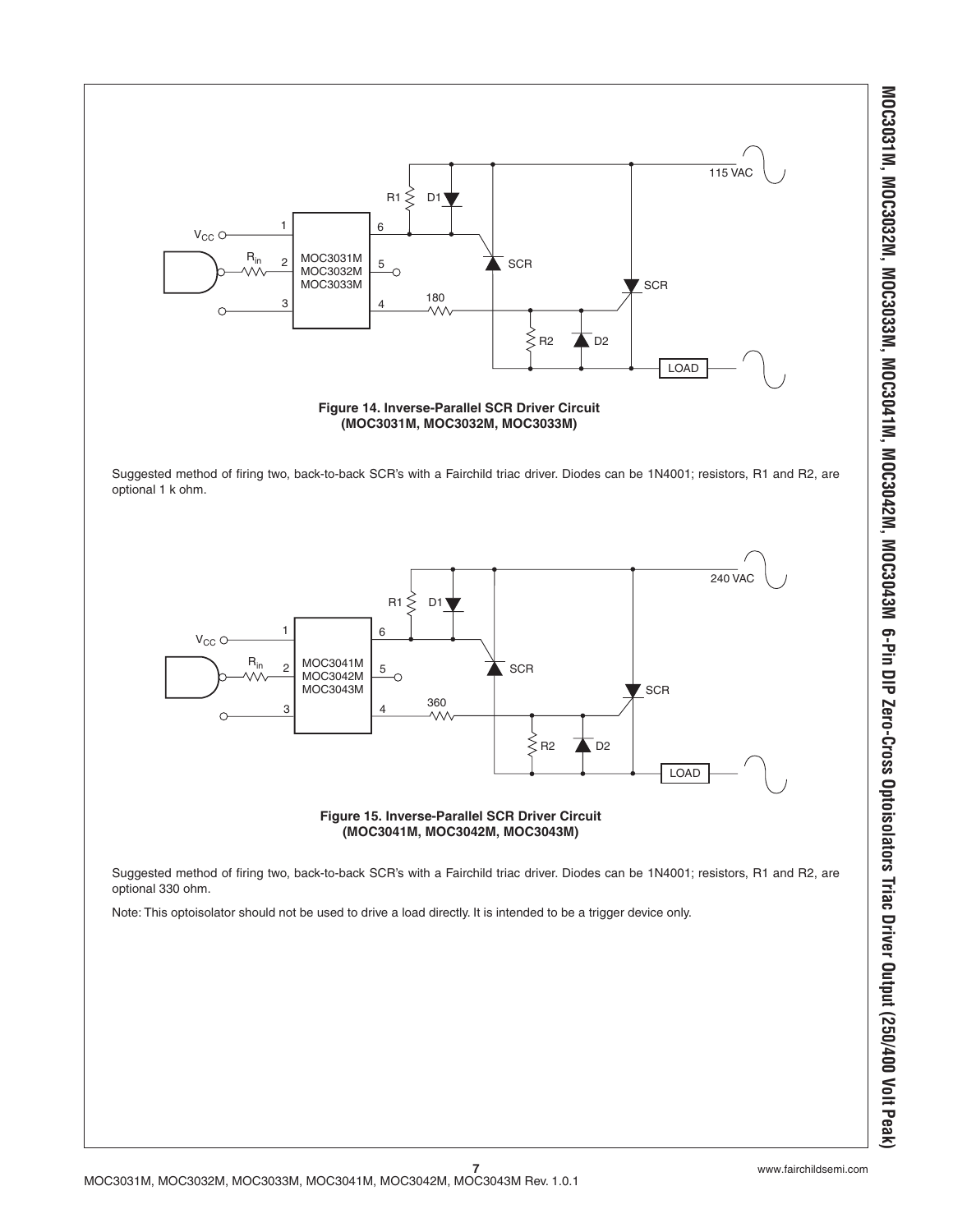**Figure 14. Inverse-Parallel SCR Driver Circuit (MOC3031M, MOC3032M, MOC3033M)**

Suggested method of firing two, back-to-back SCR's with a Fairchild triac driver. Diodes can be 1N4001; resistors, R1 and R2, are optional 1 k ohm.

**Figure 15. Inverse-Parallel SCR Driver Circuit (MOC3041M, MOC3042M, MOC3043M)**

Suggested method of firing two, back-to-back SCR's with a Fairchild triac driver. Diodes can be 1N4001; resistors, R1 and R2, are optional 330 ohm.

Note: This optoisolator should not be used to drive a load directly. It is intended to be a trigger device only.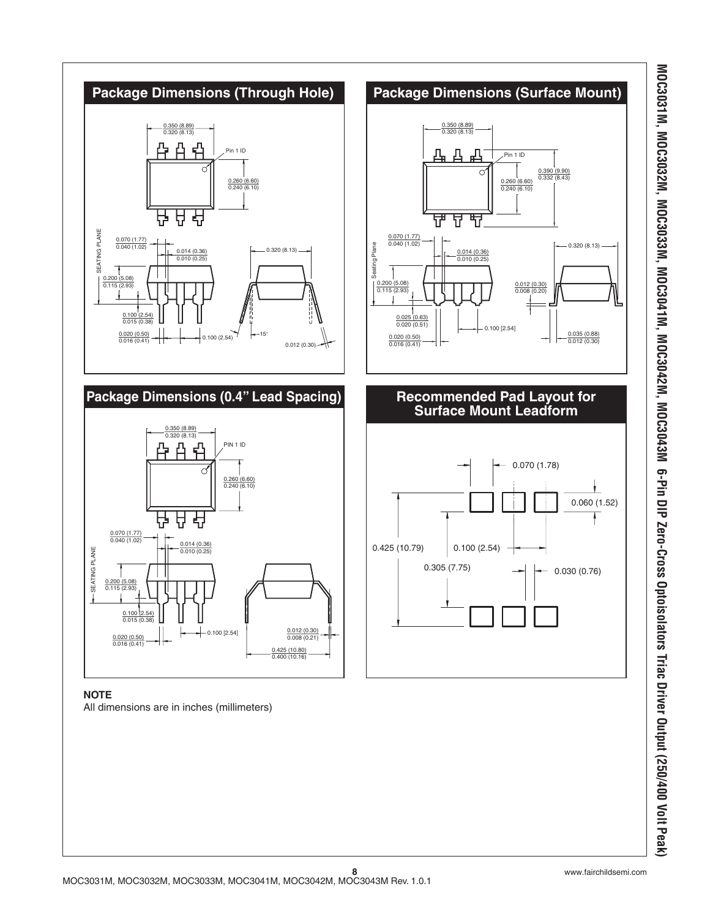## Package Dimensions (Through Hole)

## Package Dimensions (Surface Mount)

## Package Dimensions (0.4" Lead Spacing)

## Recommended Pad Layout for Surface Mount Leadform

**NOTE**

All dimensions are in inches (millimeters)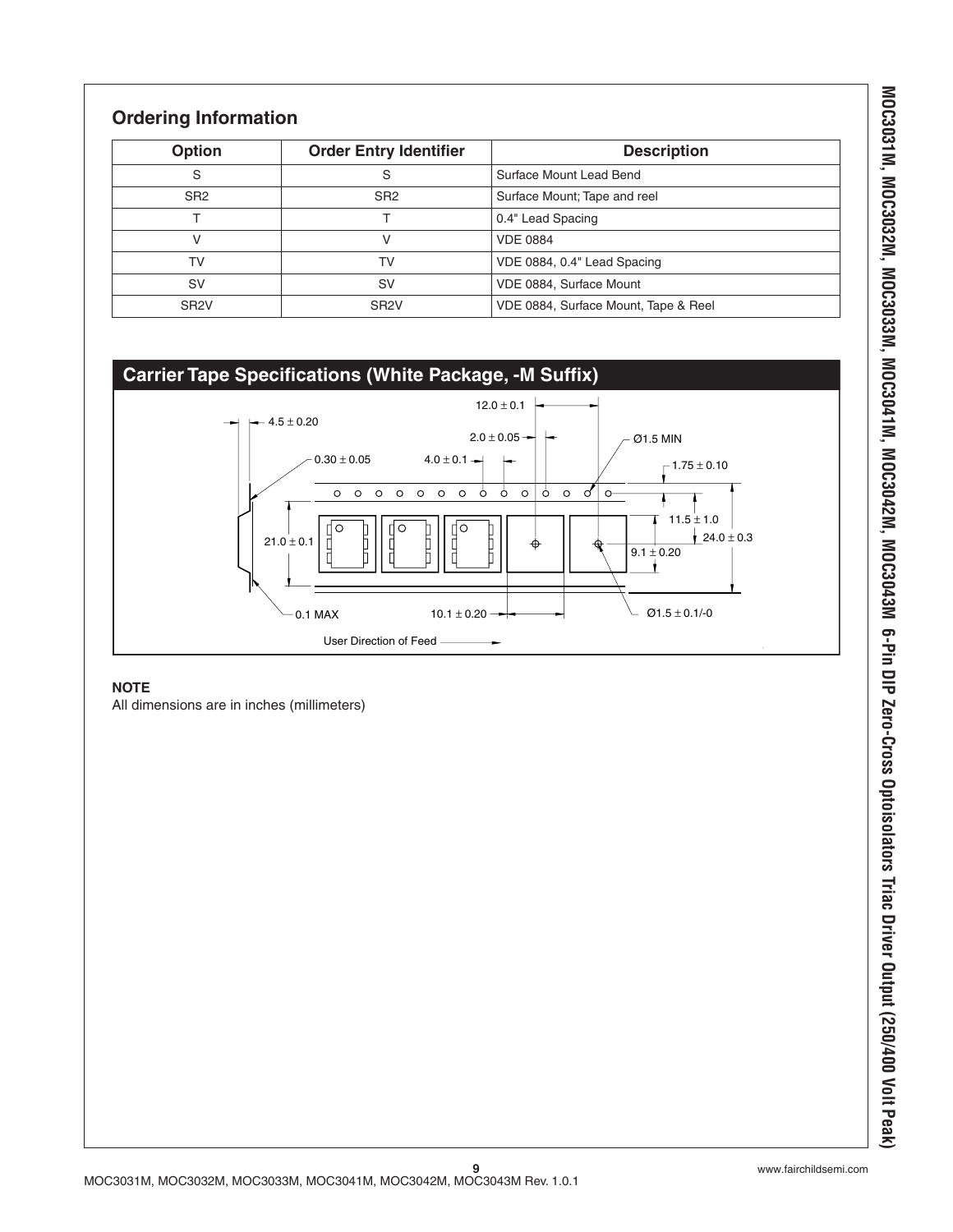## Ordering Information

| Option | Order Entry Identifier | Description |
|---|---|---|
| S | S | Surface Mount Lead Bend |
| SR2 | SR2 | Surface Mount; Tape and reel |
| T | T | 0.4" Lead Spacing |
| V | V | VDE 0884 |
| TV | TV | VDE 0884, 0.4" Lead Spacing |
| SV | SV | VDE 0884, Surface Mount |
| SR2V | SR2V | VDE 0884, Surface Mount, Tape & Reel |

## Carrier Tape Specifications (White Package, -M Suffix)

4.5 ± 0.20

12.0 ± 0.1

2.0 ± 0.05

Ø1.5 MIN

0.30 ± 0.05

4.0 ± 0.1

1.75 ± 0.10

11.5 ± 1.0

24.0 ± 0.3

21.0 ± 0.1

9.1 ± 0.20

0.1 MAX

10.1 ± 0.20

Ø1.5 ± 0.1/-0

User Direction of Feed

**NOTE**

All dimensions are in inches (millimeters)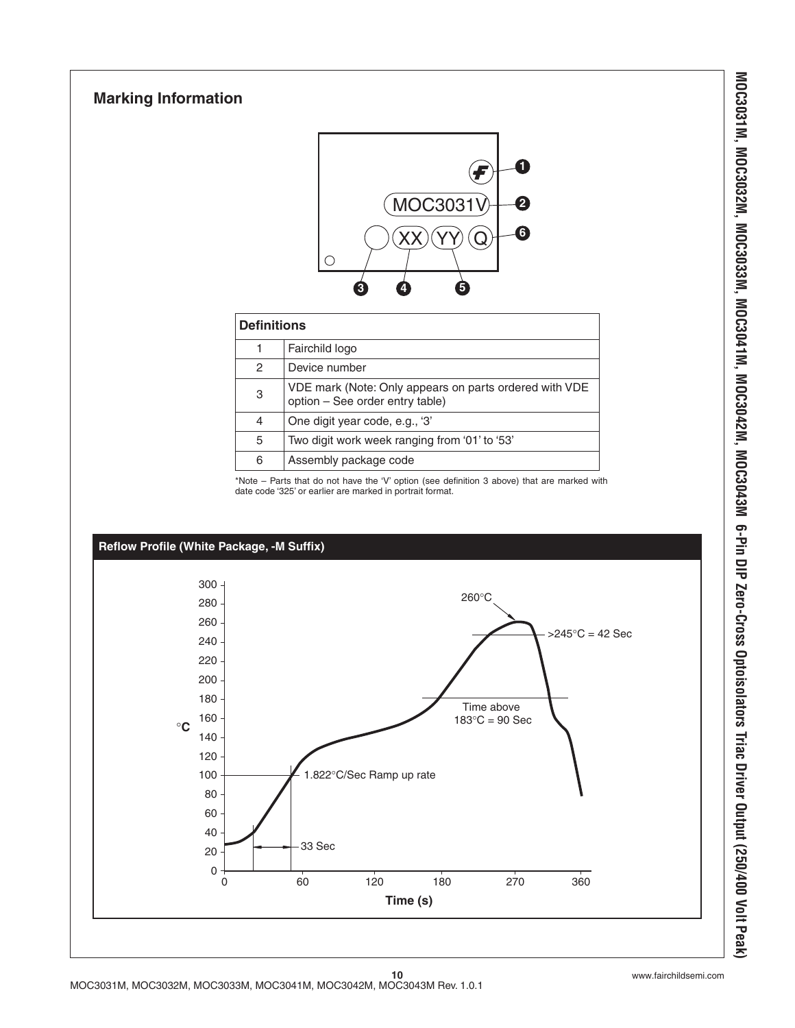## Marking Information

| Definitions | |
|---|---|
| 1 | Fairchild logo |
| 2 | Device number |
| 3 | VDE mark (Note: Only appears on parts ordered with VDE option – See order entry table) |
| 4 | One digit year code, e.g., '3' |
| 5 | Two digit work week ranging from '01' to '53' |
| 6 | Assembly package code |

*Note – Parts that do not have the 'V' option (see definition 3 above) that are marked with date code '325' or earlier are marked in portrait format.

**Reflow Profile (White Package, -M Suffix)**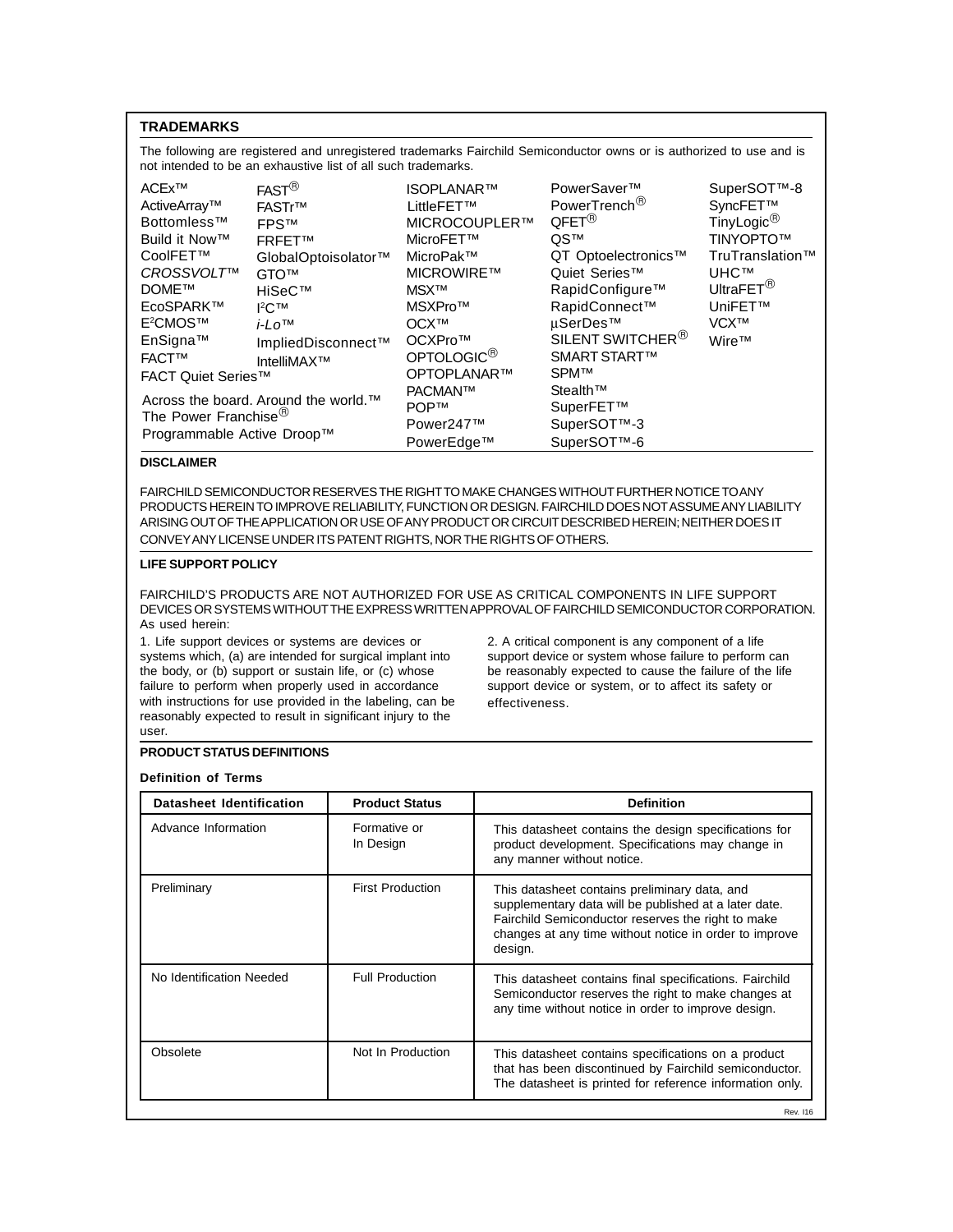## TRADEMARKS

The following are registered and unregistered trademarks Fairchild Semiconductor owns or is authorized to use and is not intended to be an exhaustive list of all such trademarks.

ACEx™
ActiveArray™
Bottomless™
Build it Now™
CoolFET™
*CROSSVOLT*™
DOME™
EcoSPARK™
E²CMOS™
EnSigna™
FACT™
FACT Quiet Series™
FAST®
FASTr™
FPS™
FRFET™
GlobalOptoisolator™
GTO™
HiSeC™
I²C™
*i-Lo*™
ImpliedDisconnect™
IntelliMAX™
ISOPLANAR™
LittleFET™
MICROCOUPLER™
MicroFET™
MicroPak™
MICROWIRE™
MSX™
MSXPro™
OCX™
OCXPro™
OPTOLOGIC®
OPTOPLANAR™
PACMAN™
POP™
Power247™
PowerEdge™
PowerSaver™
PowerTrench®
QFET®
QS™
QT Optoelectronics™
Quiet Series™
RapidConfigure™
RapidConnect™
µSerDes™
SILENT SWITCHER®
SMART START™
SPM™
Stealth™
SuperFET™
SuperSOT™-3
SuperSOT™-6
SuperSOT™-8
SyncFET™
TinyLogic®
TINYOPTO™
TruTranslation™
UHC™
UltraFET®
UniFET™
VCX™
Wire™

Across the board. Around the world.™
The Power Franchise®
Programmable Active Droop™

## DISCLAIMER

FAIRCHILD SEMICONDUCTOR RESERVES THE RIGHT TO MAKE CHANGES WITHOUT FURTHER NOTICE TO ANY PRODUCTS HEREIN TO IMPROVE RELIABILITY, FUNCTION OR DESIGN. FAIRCHILD DOES NOT ASSUME ANY LIABILITY ARISING OUT OF THE APPLICATION OR USE OF ANY PRODUCT OR CIRCUIT DESCRIBED HEREIN; NEITHER DOES IT CONVEY ANY LICENSE UNDER ITS PATENT RIGHTS, NOR THE RIGHTS OF OTHERS.

## LIFE SUPPORT POLICY

FAIRCHILD'S PRODUCTS ARE NOT AUTHORIZED FOR USE AS CRITICAL COMPONENTS IN LIFE SUPPORT DEVICES OR SYSTEMS WITHOUT THE EXPRESS WRITTEN APPROVAL OF FAIRCHILD SEMICONDUCTOR CORPORATION. As used herein:

1. Life support devices or systems are devices or systems which, (a) are intended for surgical implant into the body, or (b) support or sustain life, or (c) whose failure to perform when properly used in accordance with instructions for use provided in the labeling, can be reasonably expected to result in significant injury to the user.

2. A critical component is any component of a life support device or system whose failure to perform can be reasonably expected to cause the failure of the life support device or system, or to affect its safety or effectiveness.

## PRODUCT STATUS DEFINITIONS

### Definition of Terms

| Datasheet Identification | Product Status | Definition |
|---|---|---|
| Advance Information | Formative or In Design | This datasheet contains the design specifications for product development. Specifications may change in any manner without notice. |
| Preliminary | First Production | This datasheet contains preliminary data, and supplementary data will be published at a later date. Fairchild Semiconductor reserves the right to make changes at any time without notice in order to improve design. |
| No Identification Needed | Full Production | This datasheet contains final specifications. Fairchild Semiconductor reserves the right to make changes at any time without notice in order to improve design. |
| Obsolete | Not In Production | This datasheet contains specifications on a product that has been discontinued by Fairchild semiconductor. The datasheet is printed for reference information only. |

Rev. I16